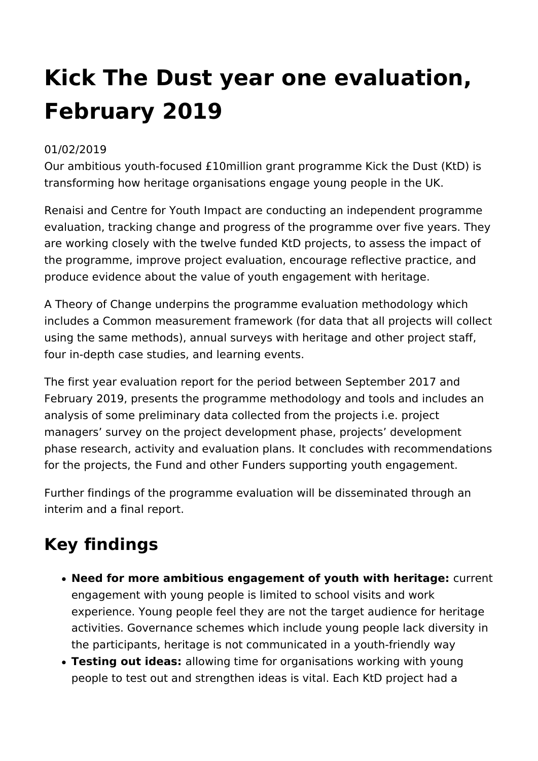# Kick The Dust year one evaluation, February 2019

01/02/2019

Our ambitious youth-focused £10million grant programme Kick the Dust (KtD) is transforming how heritage organisations engage young people in the UK.

Renaisi and Centre for Youth Impact are conducting an independent programme evaluation, tracking change and progress of the programme over five years. They are working closely with the twelve funded KtD projects, to assess the impact of the programme, improve project evaluation, encourage reflective practice, and produce evidence about the value of youth engagement with heritage.

A Theory of Change underpins the programme evaluation methodology which includes a Common measurement framework (for data that all projects will collect using the same methods), annual surveys with heritage and other project staff, four in-depth case studies, and learning events.

The first year evaluation report for the period between September 2017 and February 2019, presents the programme methodology and tools and includes an analysis of some preliminary data collected from the projects i.e. project managers' survey on the project development phase, projects' development phase research, activity and evaluation plans. It concludes with recommendations for the projects, the Fund and other Funders supporting youth engagement.

Further findings of the programme evaluation will be disseminated through an interim and a final report.

## Key findings

- **Need for more ambitious engagement of youth with heritage:** current engagement with young people is limited to school visits and work experience. Young people feel they are not the target audience for heritage activities. Governance schemes which include young people lack diversity in the participants, heritage is not communicated in a youth-friendly way
- **Testing out ideas:** allowing time for organisations working with young people to test out and strengthen ideas is vital. Each KtD project had a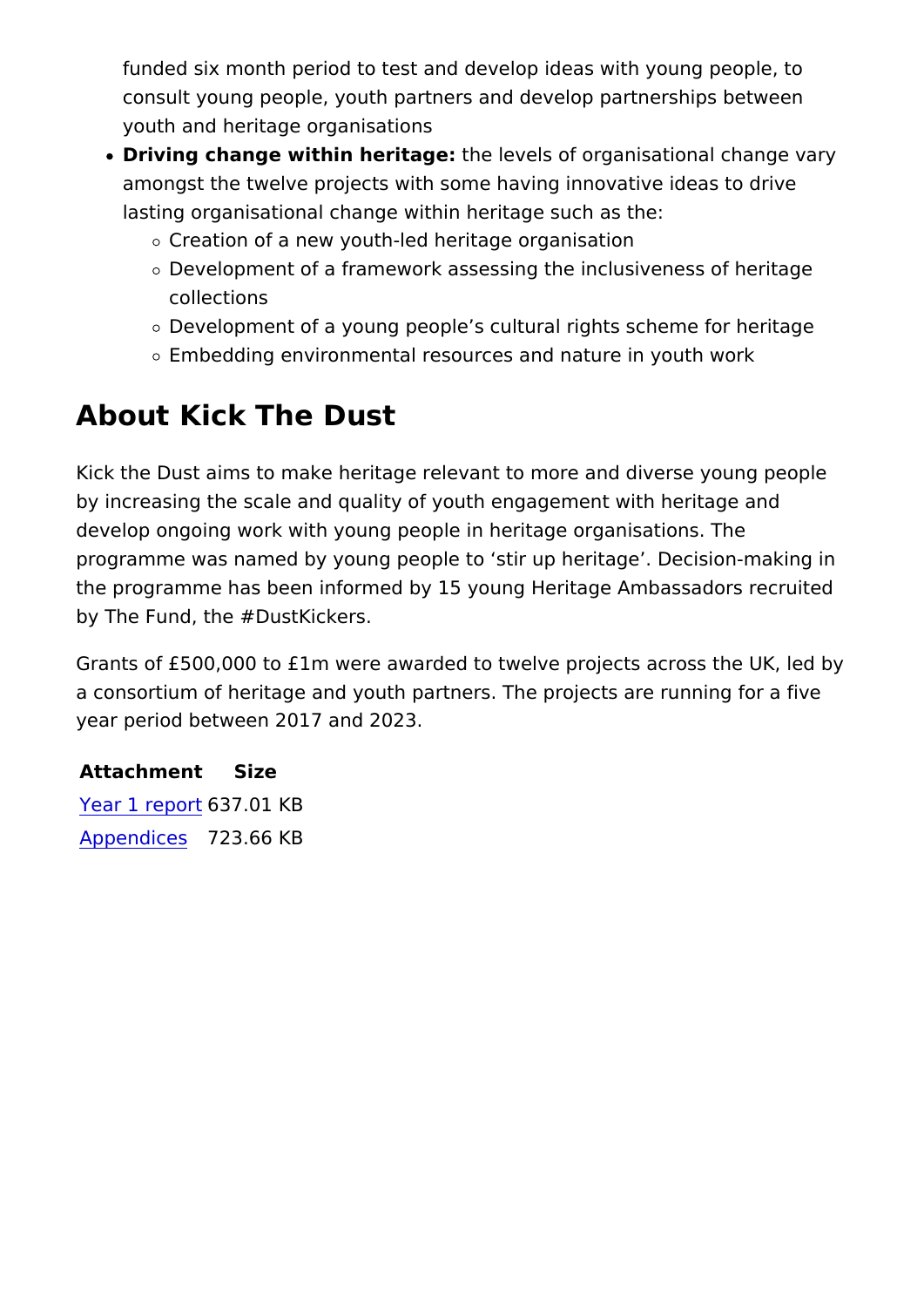funded six month period to test and develop ideas with young people, to consult young people, youth partners and develop partnerships between youth and heritage organisations

- **Driving change within heritage:** the levels of organisational change vary amongst the twelve projects with some having innovative ideas to drive lasting organisational change within heritage such as the:
  - Creation of a new youth-led heritage organisation
  - Development of a framework assessing the inclusiveness of heritage collections
  - Development of a young people's cultural rights scheme for heritage
  - Embedding environmental resources and nature in youth work

## About Kick The Dust

Kick the Dust aims to make heritage relevant to more and diverse young people by increasing the scale and quality of youth engagement with heritage and develop ongoing work with young people in heritage organisations. The programme was named by young people to 'stir up heritage'. Decision-making in the programme has been informed by 15 young Heritage Ambassadors recruited by The Fund, the #DustKickers.

Grants of £500,000 to £1m were awarded to twelve projects across the UK, led by a consortium of heritage and youth partners. The projects are running for a five year period between 2017 and 2023.

| Attachment | Size |
|---|---|
| Year 1 report | 637.01 KB |
| Appendices | 723.66 KB |